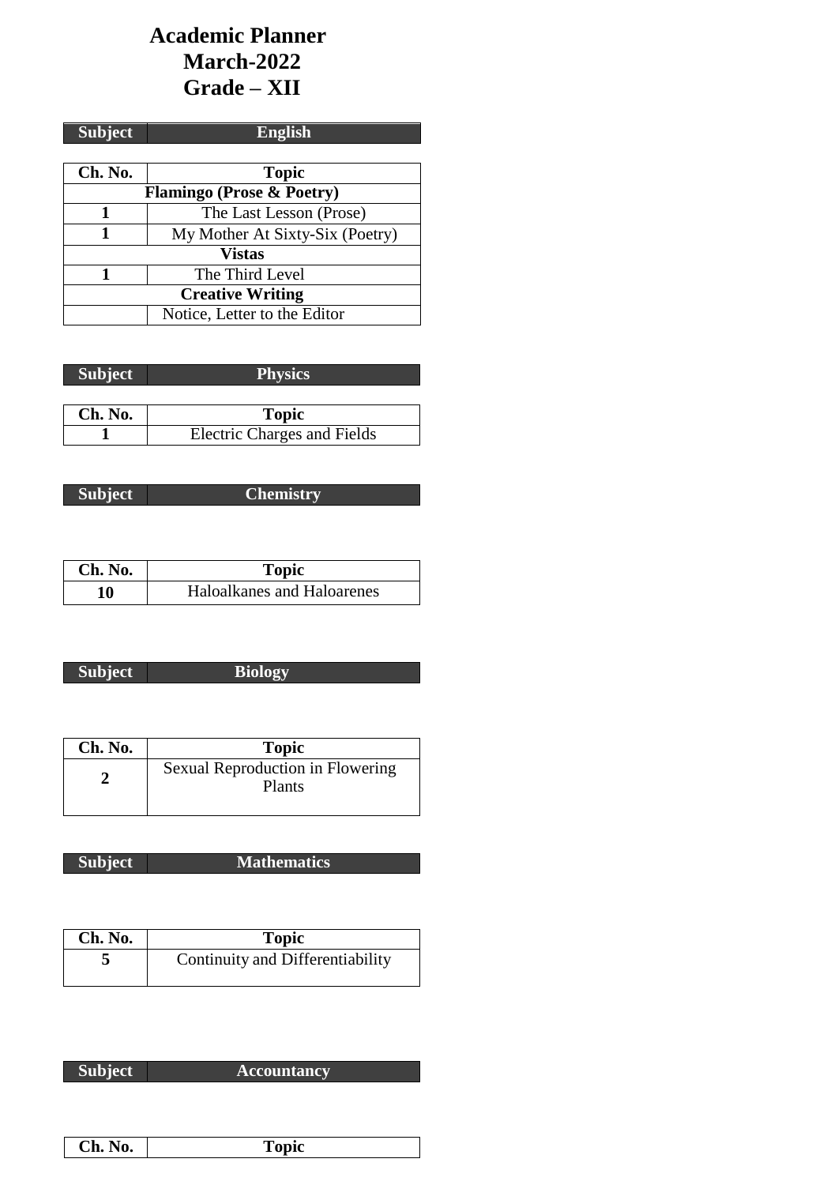# Academic Planner
# March-2022
# Grade – XII

| Subject | English |
|---|---|

| Ch. No. | Topic |
|---|---|
| **Flamingo (Prose & Poetry)** | |
| **1** | The Last Lesson (Prose) |
| **1** | My Mother At Sixty-Six (Poetry) |
| **Vistas** | |
| **1** | The Third Level |
| **Creative Writing** | |
| | Notice, Letter to the Editor |

| Subject | Physics |
|---|---|

| Ch. No. | Topic |
|---|---|
| **1** | Electric Charges and Fields |

| Subject | Chemistry |
|---|---|

| Ch. No. | Topic |
|---|---|
| **10** | Haloalkanes and Haloarenes |

| Subject | Biology |
|---|---|

| Ch. No. | Topic |
|---|---|
| **2** | Sexual Reproduction in Flowering Plants |

| Subject | Mathematics |
|---|---|

| Ch. No. | Topic |
|---|---|
| **5** | Continuity and Differentiability |

| Subject | Accountancy |
|---|---|

| Ch. No. | Topic |
|---|---|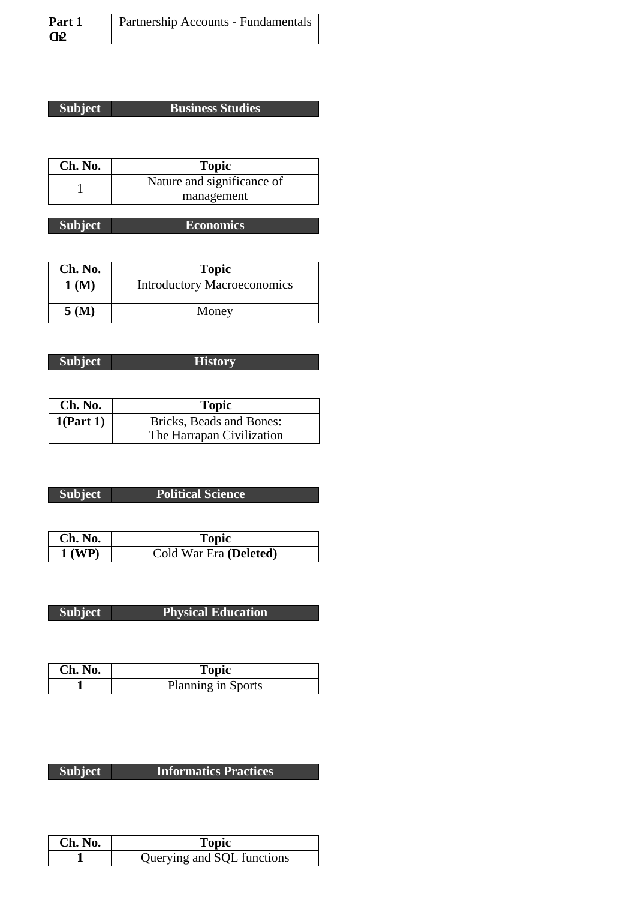| **Part 1 Ch2** | Partnership Accounts - Fundamentals |
|---|---|

| **Subject** | **Business Studies** |
|---|---|

| **Ch. No.** | **Topic** |
|---|---|
| 1 | Nature and significance of management |

| **Subject** | **Economics** |
|---|---|

| **Ch. No.** | **Topic** |
|---|---|
| **1 (M)** | Introductory Macroeconomics |
| **5 (M)** | Money |

| **Subject** | **History** |
|---|---|

| **Ch. No.** | **Topic** |
|---|---|
| **1(Part 1)** | Bricks, Beads and Bones: The Harrapan Civilization |

| **Subject** | **Political Science** |
|---|---|

| **Ch. No.** | **Topic** |
|---|---|
| **1 (WP)** | Cold War Era **(Deleted)** |

| **Subject** | **Physical Education** |
|---|---|

| **Ch. No.** | **Topic** |
|---|---|
| **1** | Planning in Sports |

| **Subject** | **Informatics Practices** |
|---|---|

| **Ch. No.** | **Topic** |
|---|---|
| **1** | Querying and SQL functions |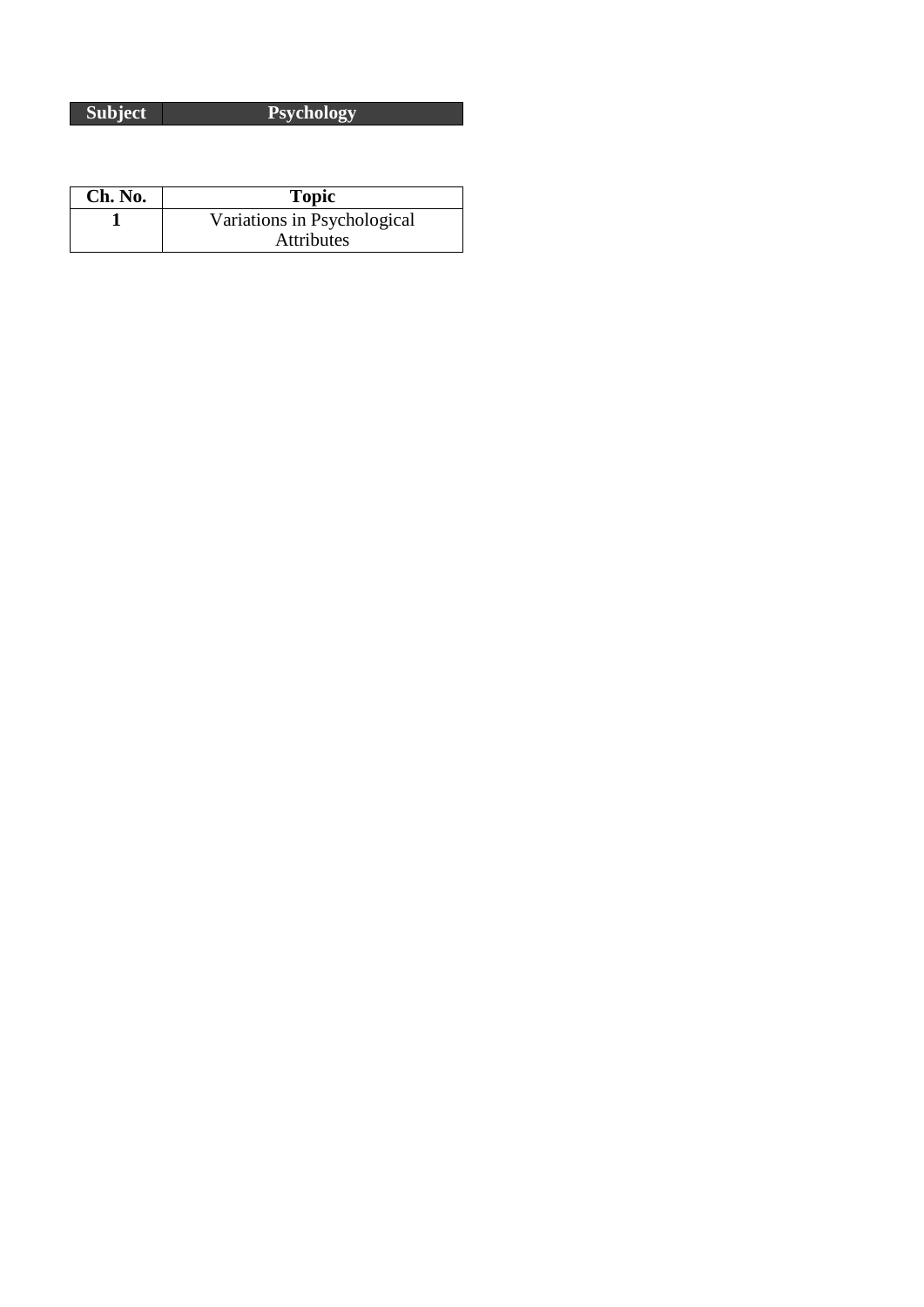| Subject | Psychology |
|---|---|

| Ch. No. | Topic |
|---|---|
| **1** | Variations in Psychological Attributes |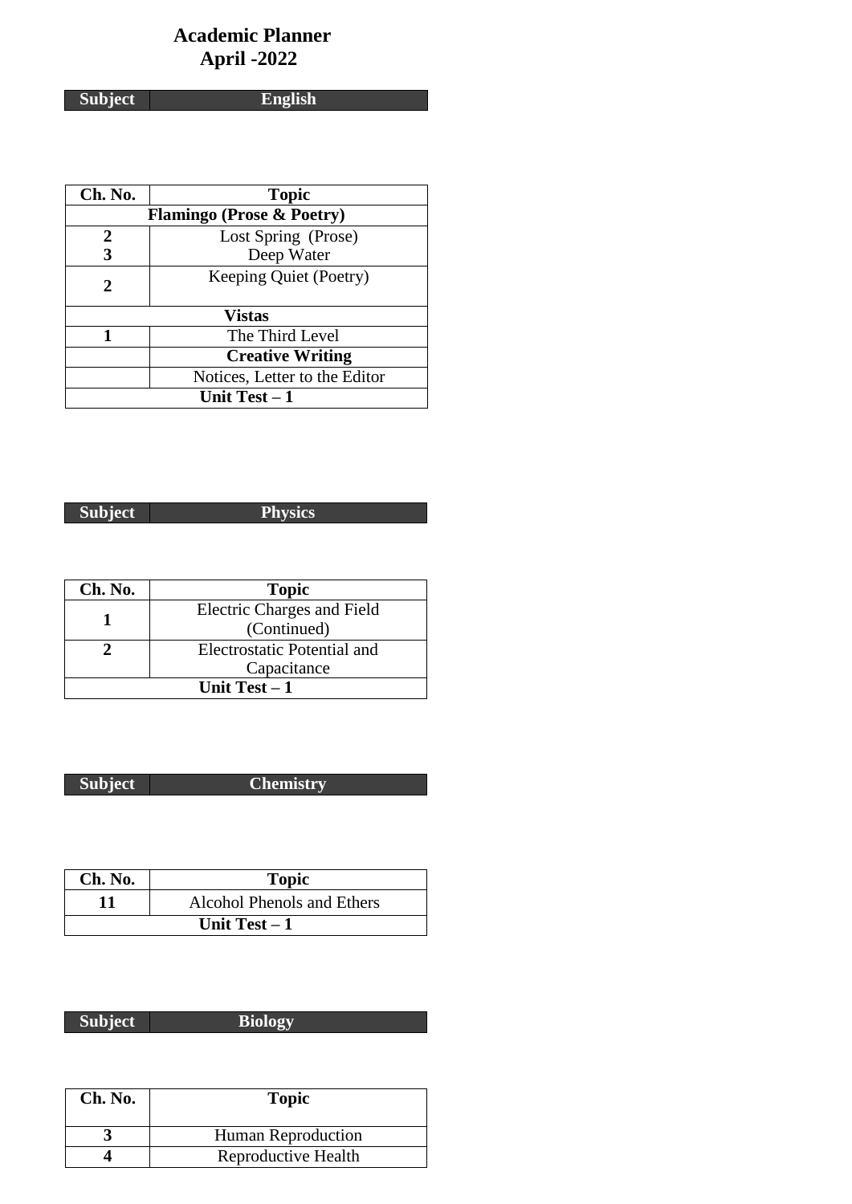# Academic Planner
## April -2022

| Subject | English |
|---|---|

| Ch. No. | Topic |
|---|---|
| **Flamingo (Prose & Poetry)** | |
| 2<br>3 | Lost Spring (Prose)<br>Deep Water |
| 2 | Keeping Quiet (Poetry) |
| **Vistas** | |
| 1 | The Third Level |
| | **Creative Writing** |
| | Notices, Letter to the Editor |
| **Unit Test – 1** | |

| Subject | Physics |
|---|---|

| Ch. No. | Topic |
|---|---|
| 1 | Electric Charges and Field (Continued) |
| 2 | Electrostatic Potential and Capacitance |
| **Unit Test – 1** | |

| Subject | Chemistry |
|---|---|

| Ch. No. | Topic |
|---|---|
| 11 | Alcohol Phenols and Ethers |
| **Unit Test – 1** | |

| Subject | Biology |
|---|---|

| Ch. No. | Topic |
|---|---|
| 3 | Human Reproduction |
| 4 | Reproductive Health |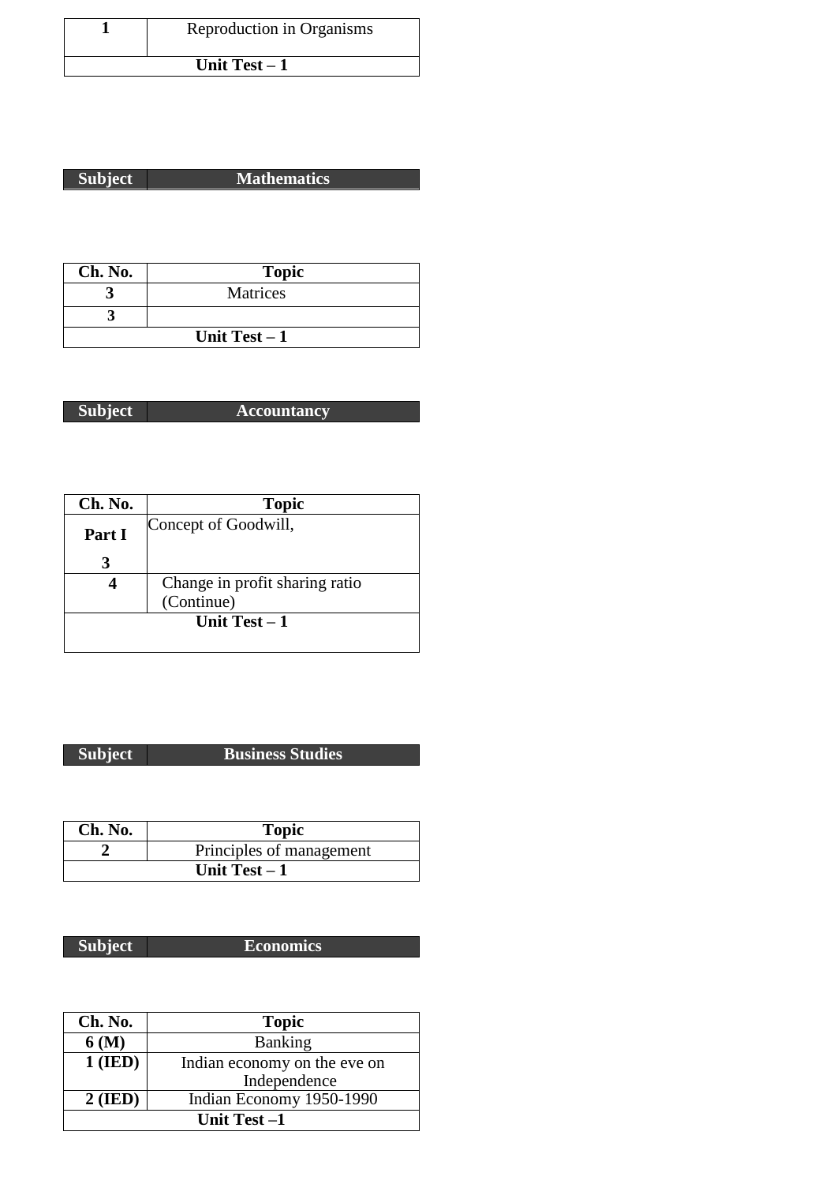| 1 | Reproduction in Organisms |
|---|---|
| **Unit Test – 1** | |

| **Subject** | **Mathematics** |
|---|---|

| **Ch. No.** | **Topic** |
|---|---|
| **3** | Matrices |
| **3** | |
| **Unit Test – 1** | |

| **Subject** | **Accountancy** |
|---|---|

| **Ch. No.** | **Topic** |
|---|---|
| **Part I 3** | Concept of Goodwill, |
| **4** | Change in profit sharing ratio (Continue) |
| **Unit Test – 1** | |

| **Subject** | **Business Studies** |
|---|---|

| **Ch. No.** | **Topic** |
|---|---|
| **2** | Principles of management |
| **Unit Test – 1** | |

| **Subject** | **Economics** |
|---|---|

| **Ch. No.** | **Topic** |
|---|---|
| **6 (M)** | Banking |
| **1 (IED)** | Indian economy on the eve on Independence |
| **2 (IED)** | Indian Economy 1950-1990 |
| **Unit Test –1** | |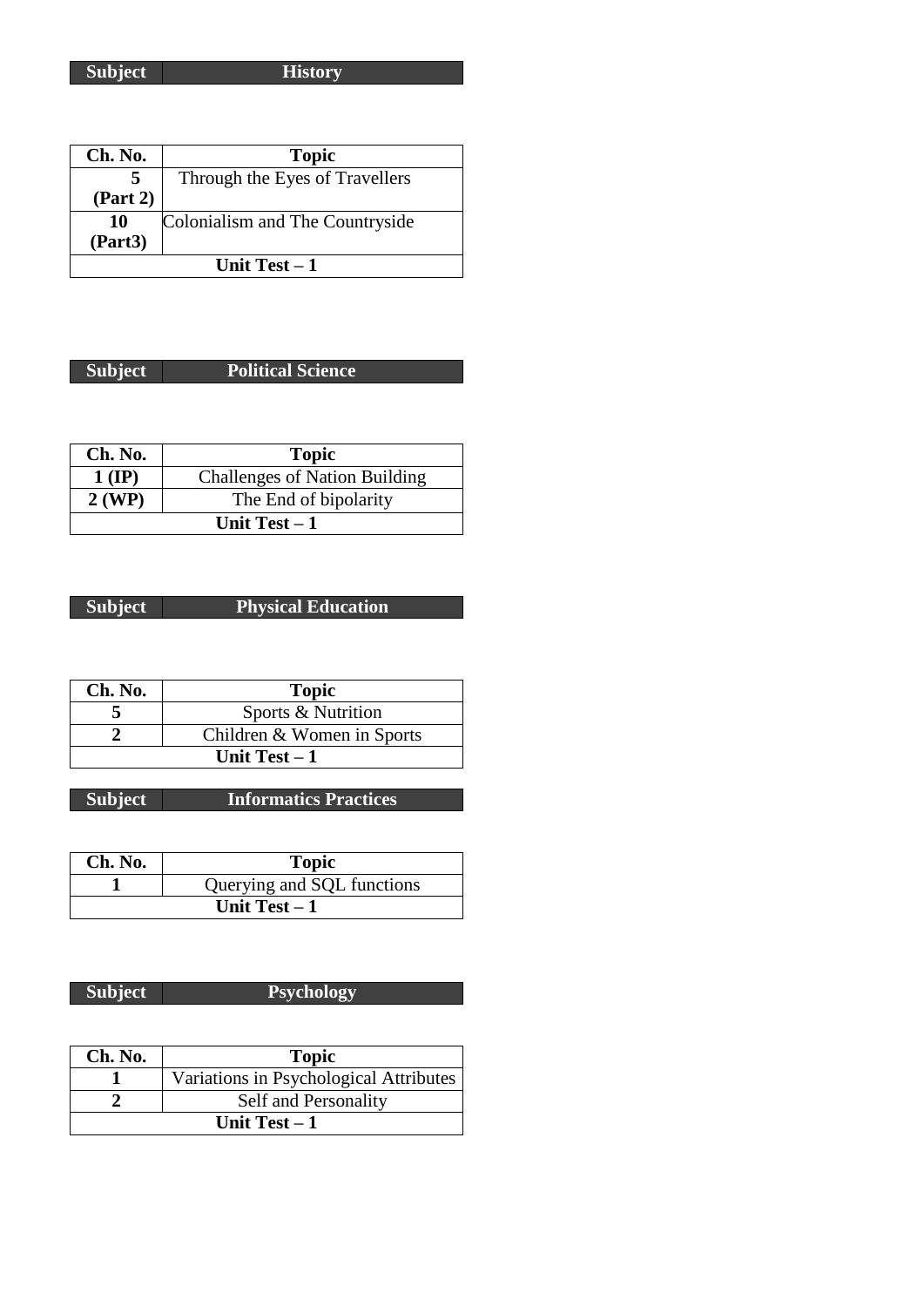| Subject | History |
|---|---|

| Ch. No. | Topic |
|---|---|
| 5 (Part 2) | Through the Eyes of Travellers |
| 10 (Part3) | Colonialism and The Countryside |
| **Unit Test – 1** | |

| Subject | Political Science |
|---|---|

| Ch. No. | Topic |
|---|---|
| 1 (IP) | Challenges of Nation Building |
| 2 (WP) | The End of bipolarity |
| **Unit Test – 1** | |

| Subject | Physical Education |
|---|---|

| Ch. No. | Topic |
|---|---|
| 5 | Sports & Nutrition |
| 2 | Children & Women in Sports |
| **Unit Test – 1** | |

| Subject | Informatics Practices |
|---|---|

| Ch. No. | Topic |
|---|---|
| 1 | Querying and SQL functions |
| **Unit Test – 1** | |

| Subject | Psychology |
|---|---|

| Ch. No. | Topic |
|---|---|
| 1 | Variations in Psychological Attributes |
| 2 | Self and Personality |
| **Unit Test – 1** | |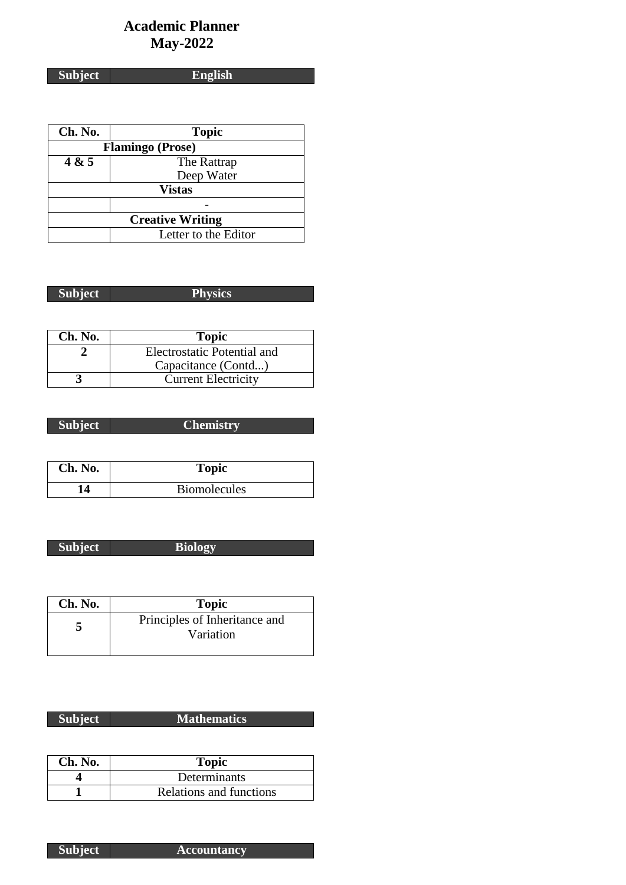# Academic Planner
# May-2022

| Subject | English |
|---|---|

| Ch. No. | Topic |
|---|---|
| **Flamingo (Prose)** | |
| **4 & 5** | The Rattrap<br>Deep Water |
| **Vistas** | |
| | - |
| **Creative Writing** | |
| | Letter to the Editor |

| Subject | Physics |
|---|---|

| Ch. No. | Topic |
|---|---|
| **2** | Electrostatic Potential and Capacitance (Contd...) |
| **3** | Current Electricity |

| Subject | Chemistry |
|---|---|

| Ch. No. | Topic |
|---|---|
| **14** | Biomolecules |

| Subject | Biology |
|---|---|

| Ch. No. | Topic |
|---|---|
| **5** | Principles of Inheritance and Variation |

| Subject | Mathematics |
|---|---|

| Ch. No. | Topic |
|---|---|
| **4** | Determinants |
| **1** | Relations and functions |

| Subject | Accountancy |
|---|---|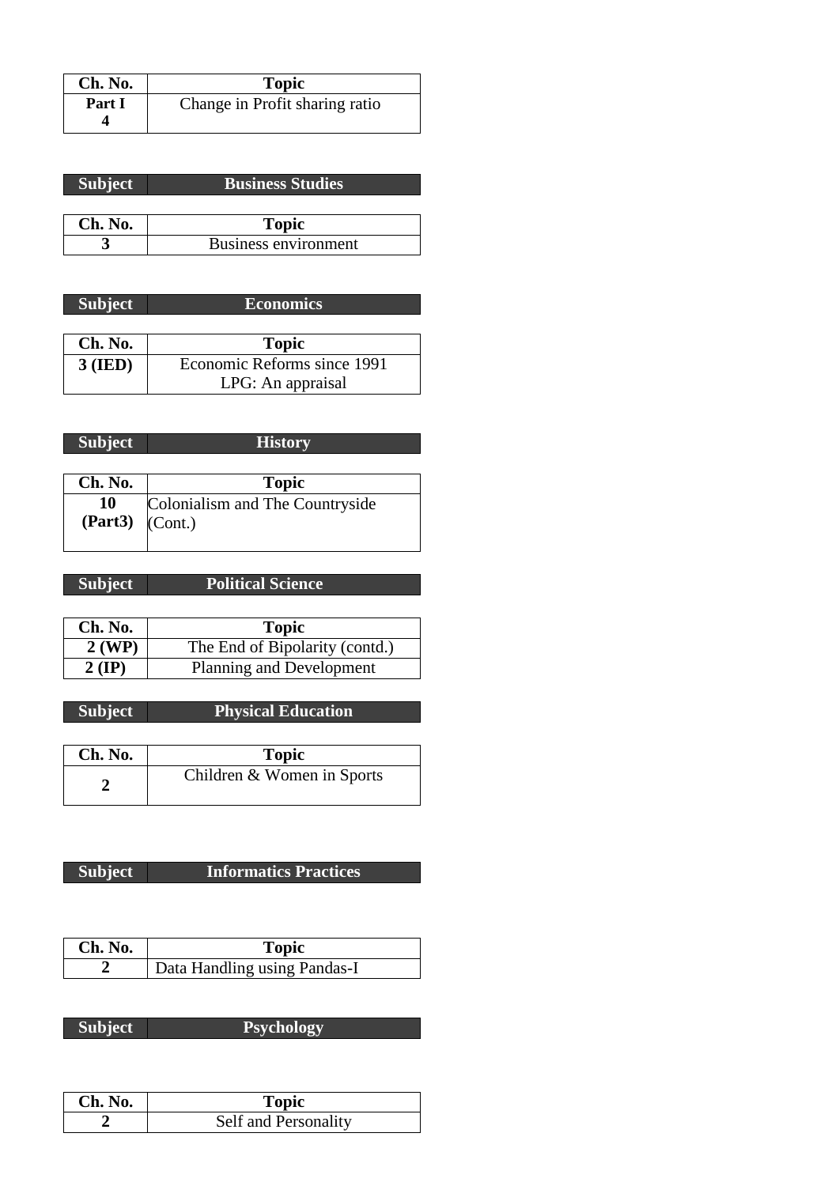| Ch. No. | Topic |
|---|---|
| Part I 4 | Change in Profit sharing ratio |

| Subject | Business Studies |
|---|---|

| Ch. No. | Topic |
|---|---|
| 3 | Business environment |

| Subject | Economics |
|---|---|

| Ch. No. | Topic |
|---|---|
| 3 (IED) | Economic Reforms since 1991 LPG: An appraisal |

| Subject | History |
|---|---|

| Ch. No. | Topic |
|---|---|
| 10 (Part3) | Colonialism and The Countryside (Cont.) |

| Subject | Political Science |
|---|---|

| Ch. No. | Topic |
|---|---|
| 2 (WP) | The End of Bipolarity (contd.) |
| 2 (IP) | Planning and Development |

| Subject | Physical Education |
|---|---|

| Ch. No. | Topic |
|---|---|
| 2 | Children & Women in Sports |

| Subject | Informatics Practices |
|---|---|

| Ch. No. | Topic |
|---|---|
| 2 | Data Handling using Pandas-I |

| Subject | Psychology |
|---|---|

| Ch. No. | Topic |
|---|---|
| 2 | Self and Personality |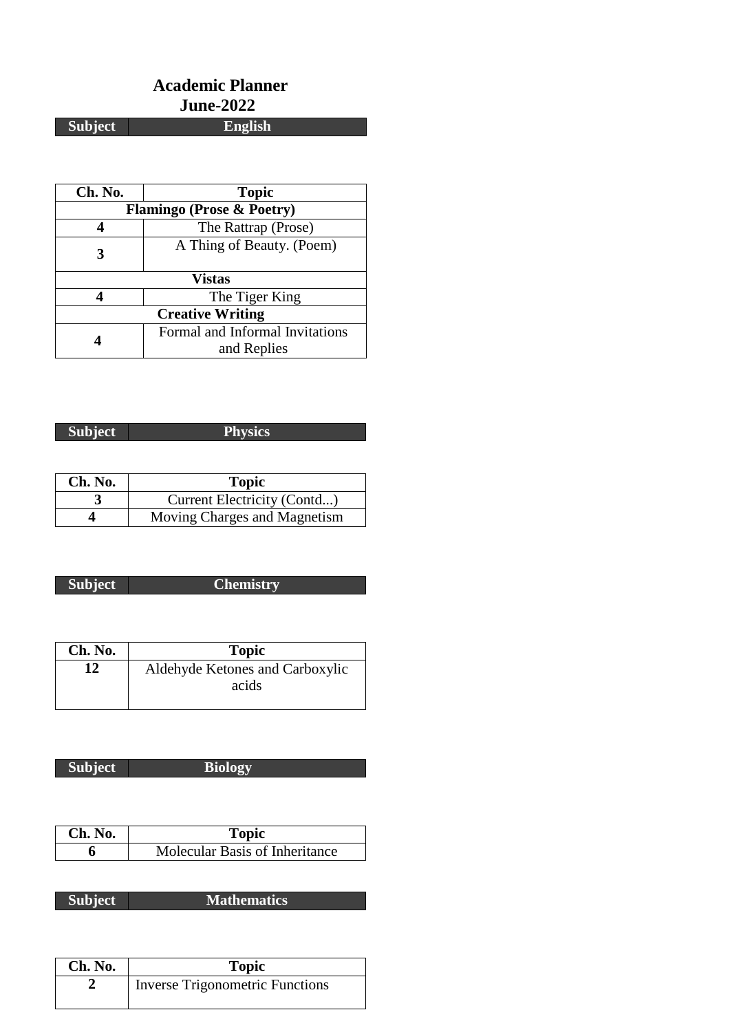# Academic Planner
## June-2022

| Subject | English |
|---|---|

| Ch. No. | Topic |
|---|---|
| **Flamingo (Prose & Poetry)** | |
| **4** | The Rattrap (Prose) |
| **3** | A Thing of Beauty. (Poem) |
| **Vistas** | |
| **4** | The Tiger King |
| **Creative Writing** | |
| **4** | Formal and Informal Invitations and Replies |

| Subject | Physics |
|---|---|

| Ch. No. | Topic |
|---|---|
| **3** | Current Electricity (Contd...) |
| **4** | Moving Charges and Magnetism |

| Subject | Chemistry |
|---|---|

| Ch. No. | Topic |
|---|---|
| **12** | Aldehyde Ketones and Carboxylic acids |

| Subject | Biology |
|---|---|

| Ch. No. | Topic |
|---|---|
| **6** | Molecular Basis of Inheritance |

| Subject | Mathematics |
|---|---|

| Ch. No. | Topic |
|---|---|
| **2** | Inverse Trigonometric Functions |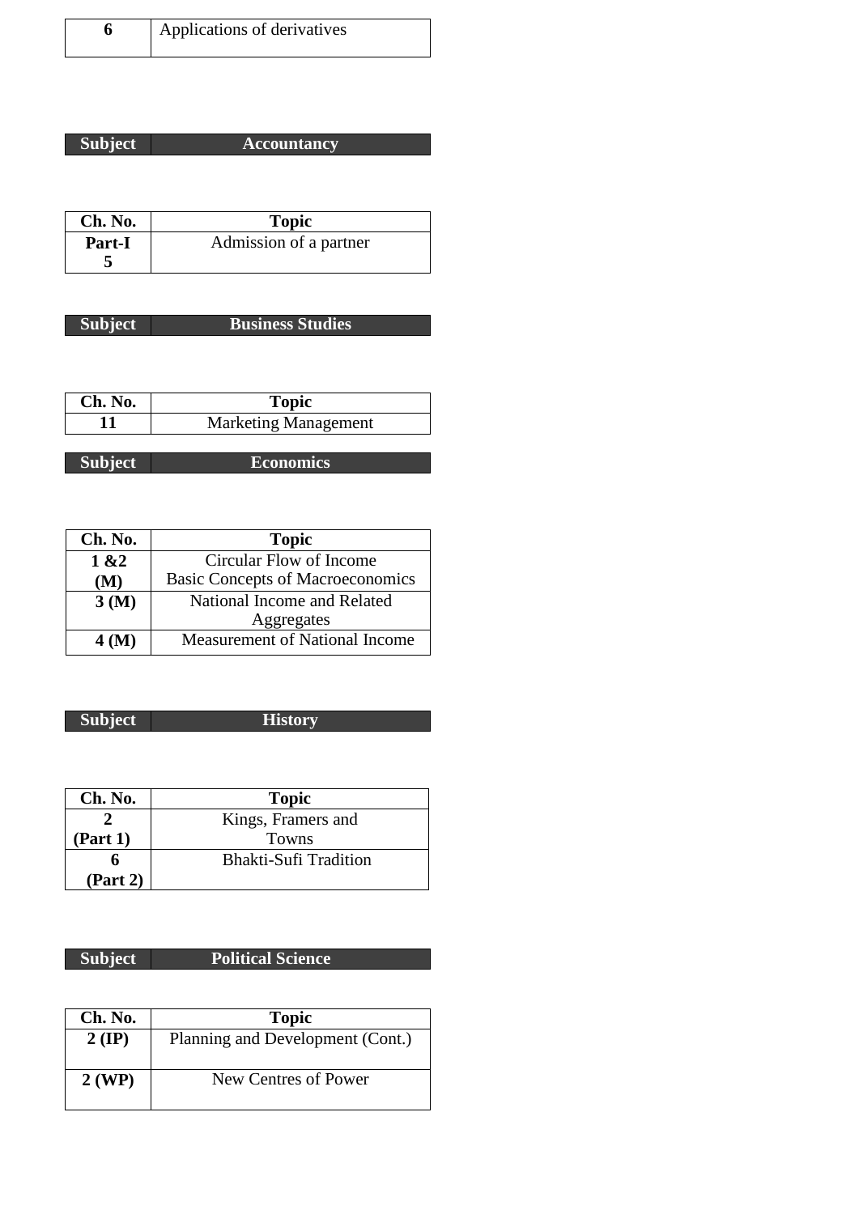| 6 | Applications of derivatives |
|---|---|

| Subject | Accountancy |
|---|---|

| Ch. No. | Topic |
|---|---|
| **Part-I 5** | Admission of a partner |

| Subject | Business Studies |
|---|---|

| Ch. No. | Topic |
|---|---|
| **11** | Marketing Management |

| Subject | Economics |
|---|---|

| Ch. No. | Topic |
|---|---|
| **1 &2 (M)** | Circular Flow of Income<br>Basic Concepts of Macroeconomics |
| **3 (M)** | National Income and Related Aggregates |
| **4 (M)** | Measurement of National Income |

| Subject | History |
|---|---|

| Ch. No. | Topic |
|---|---|
| **2 (Part 1)** | Kings, Framers and Towns |
| **6 (Part 2)** | Bhakti-Sufi Tradition |

| Subject | Political Science |
|---|---|

| Ch. No. | Topic |
|---|---|
| **2 (IP)** | Planning and Development (Cont.) |
| **2 (WP)** | New Centres of Power |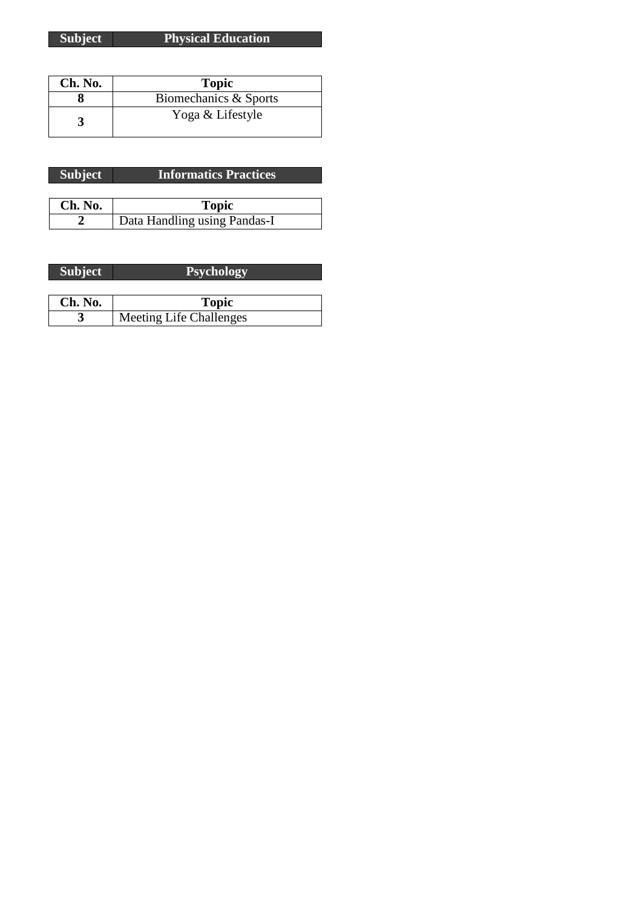| Subject | Physical Education |
|---|---|

| Ch. No. | Topic |
|---|---|
| 8 | Biomechanics & Sports |
| 3 | Yoga & Lifestyle |

| Subject | Informatics Practices |
|---|---|

| Ch. No. | Topic |
|---|---|
| 2 | Data Handling using Pandas-I |

| Subject | Psychology |
|---|---|

| Ch. No. | Topic |
|---|---|
| 3 | Meeting Life Challenges |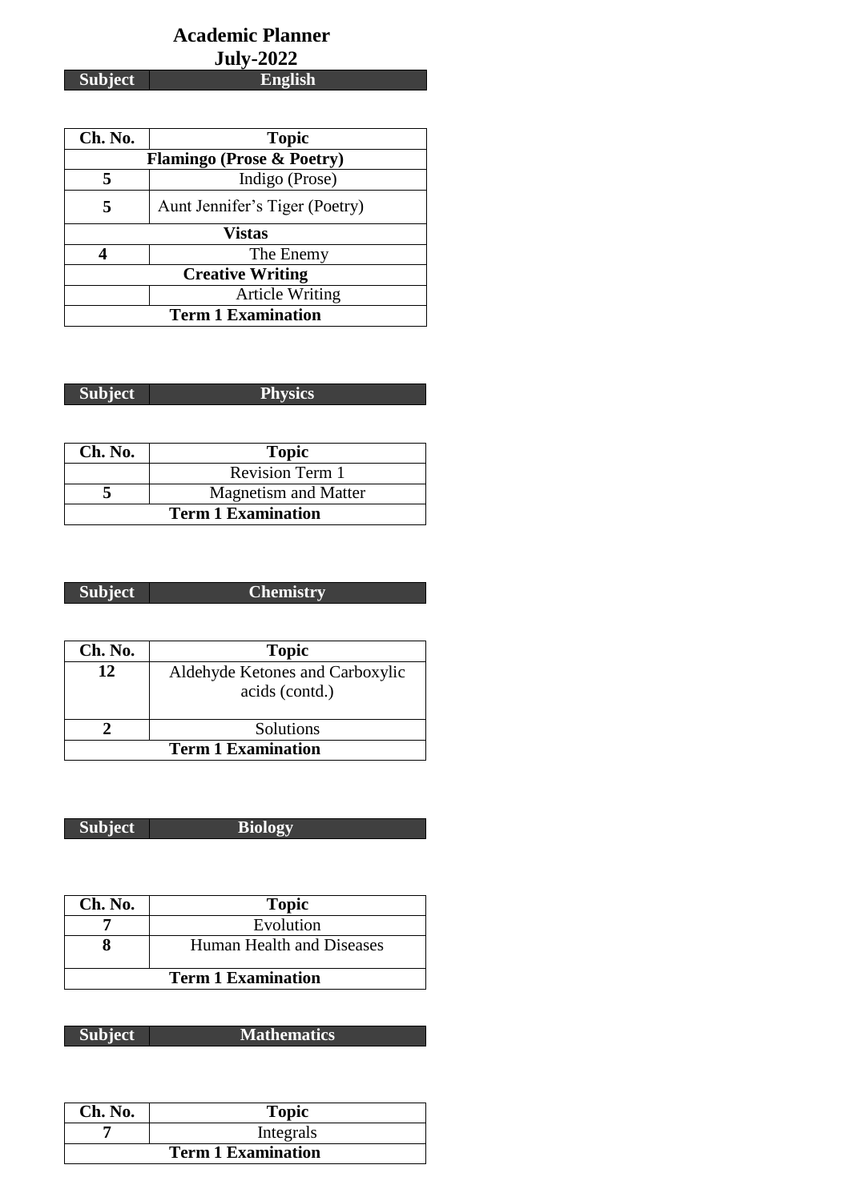# Academic Planner

## July-2022

| Subject | English |
|---|---|

| Ch. No. | Topic |
|---|---|
| **Flamingo (Prose & Poetry)** | |
| 5 | Indigo (Prose) |
| 5 | Aunt Jennifer's Tiger (Poetry) |
| **Vistas** | |
| 4 | The Enemy |
| **Creative Writing** | |
| | Article Writing |
| **Term 1 Examination** | |

| Subject | Physics |
|---|---|

| Ch. No. | Topic |
|---|---|
| | Revision Term 1 |
| 5 | Magnetism and Matter |
| **Term 1 Examination** | |

| Subject | Chemistry |
|---|---|

| Ch. No. | Topic |
|---|---|
| 12 | Aldehyde Ketones and Carboxylic acids (contd.) |
| 2 | Solutions |
| **Term 1 Examination** | |

| Subject | Biology |
|---|---|

| Ch. No. | Topic |
|---|---|
| 7 | Evolution |
| 8 | Human Health and Diseases |
| **Term 1 Examination** | |

| Subject | Mathematics |
|---|---|

| Ch. No. | Topic |
|---|---|
| 7 | Integrals |
| **Term 1 Examination** | |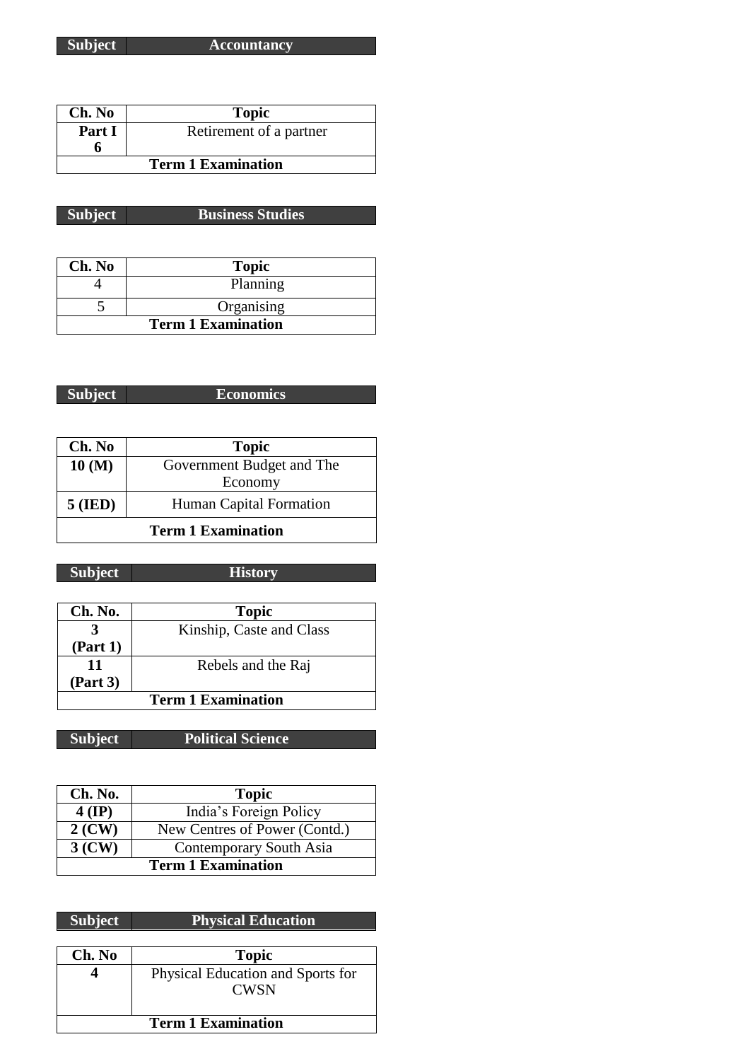| Subject | Accountancy |
|---|---|

| Ch. No | Topic |
|---|---|
| **Part I 6** | Retirement of a partner |
| **Term 1 Examination** | |

| Subject | Business Studies |
|---|---|

| Ch. No | Topic |
|---|---|
| 4 | Planning |
| 5 | Organising |
| **Term 1 Examination** | |

| Subject | Economics |
|---|---|

| Ch. No | Topic |
|---|---|
| **10 (M)** | Government Budget and The Economy |
| **5 (IED)** | Human Capital Formation |
| **Term 1 Examination** | |

| Subject | History |
|---|---|

| Ch. No. | Topic |
|---|---|
| **3 (Part 1)** | Kinship, Caste and Class |
| **11 (Part 3)** | Rebels and the Raj |
| **Term 1 Examination** | |

| Subject | Political Science |
|---|---|

| Ch. No. | Topic |
|---|---|
| **4 (IP)** | India's Foreign Policy |
| **2 (CW)** | New Centres of Power (Contd.) |
| **3 (CW)** | Contemporary South Asia |
| **Term 1 Examination** | |

| Subject | Physical Education |
|---|---|

| Ch. No | Topic |
|---|---|
| **4** | Physical Education and Sports for CWSN |
| **Term 1 Examination** | |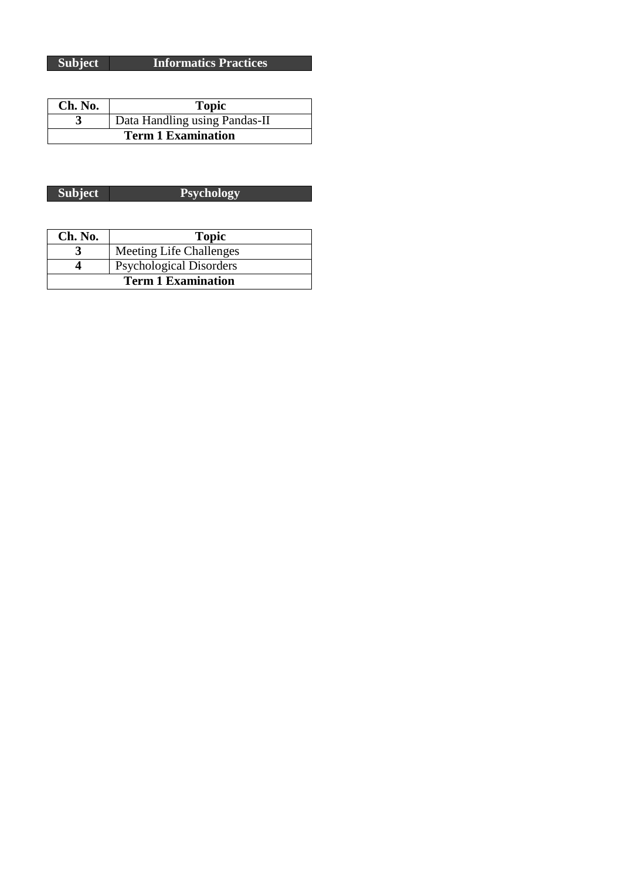| Subject | Informatics Practices |
|---|---|

| Ch. No. | Topic |
|---|---|
| **3** | Data Handling using Pandas-II |
| **Term 1 Examination** | |

| Subject | Psychology |
|---|---|

| Ch. No. | Topic |
|---|---|
| **3** | Meeting Life Challenges |
| **4** | Psychological Disorders |
| **Term 1 Examination** | |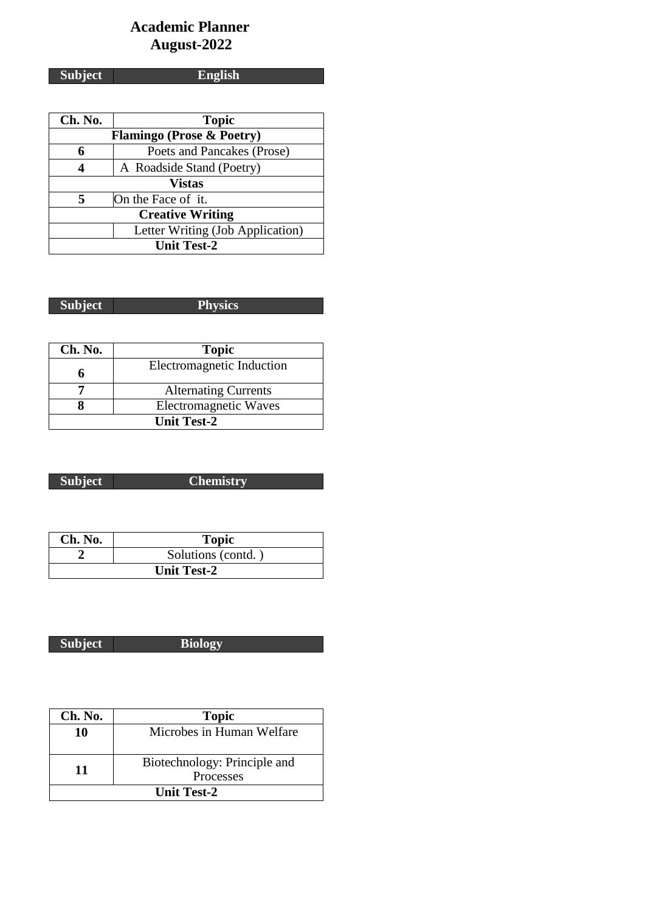# Academic Planner
## August-2022

| Subject | English |
|---|---|

| Ch. No. | Topic |
|---|---|
| **Flamingo (Prose & Poetry)** | |
| **6** | Poets and Pancakes (Prose) |
| **4** | A Roadside Stand (Poetry) |
| **Vistas** | |
| **5** | On the Face of it. |
| **Creative Writing** | |
| | Letter Writing (Job Application) |
| **Unit Test-2** | |

| Subject | Physics |
|---|---|

| Ch. No. | Topic |
|---|---|
| **6** | Electromagnetic Induction |
| **7** | Alternating Currents |
| **8** | Electromagnetic Waves |
| **Unit Test-2** | |

| Subject | Chemistry |
|---|---|

| Ch. No. | Topic |
|---|---|
| **2** | Solutions (contd. ) |
| **Unit Test-2** | |

| Subject | Biology |
|---|---|

| Ch. No. | Topic |
|---|---|
| **10** | Microbes in Human Welfare |
| **11** | Biotechnology: Principle and Processes |
| **Unit Test-2** | |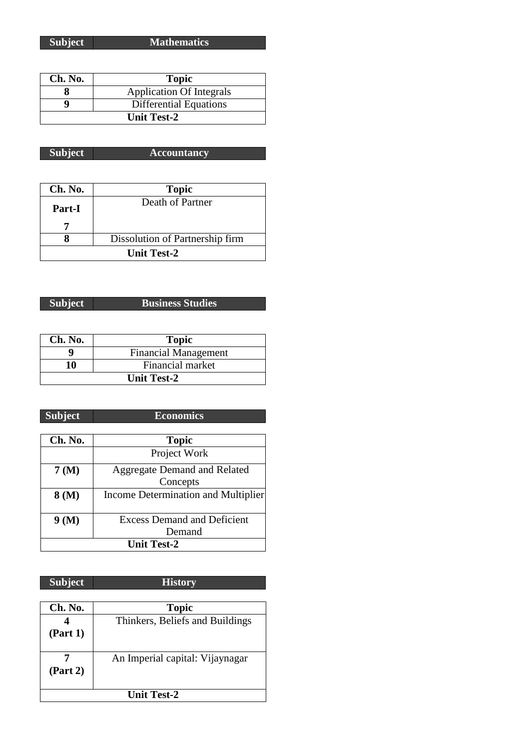| Subject | Mathematics |
| --- | --- |

| Ch. No. | Topic |
| --- | --- |
| **8** | Application Of Integrals |
| **9** | Differential Equations |
| **Unit Test-2** | |

| Subject | Accountancy |
| --- | --- |

| Ch. No. | Topic |
| --- | --- |
| **Part-I 7** | Death of Partner |
| **8** | Dissolution of Partnership firm |
| **Unit Test-2** | |

| Subject | Business Studies |
| --- | --- |

| Ch. No. | Topic |
| --- | --- |
| **9** | Financial Management |
| **10** | Financial market |
| **Unit Test-2** | |

| Subject | Economics |
| --- | --- |

| Ch. No. | Topic |
| --- | --- |
| | Project Work |
| **7 (M)** | Aggregate Demand and Related Concepts |
| **8 (M)** | Income Determination and Multiplier |
| **9 (M)** | Excess Demand and Deficient Demand |
| **Unit Test-2** | |

| Subject | History |
| --- | --- |

| Ch. No. | Topic |
| --- | --- |
| **4 (Part 1)** | Thinkers, Beliefs and Buildings |
| **7 (Part 2)** | An Imperial capital: Vijaynagar |
| **Unit Test-2** | |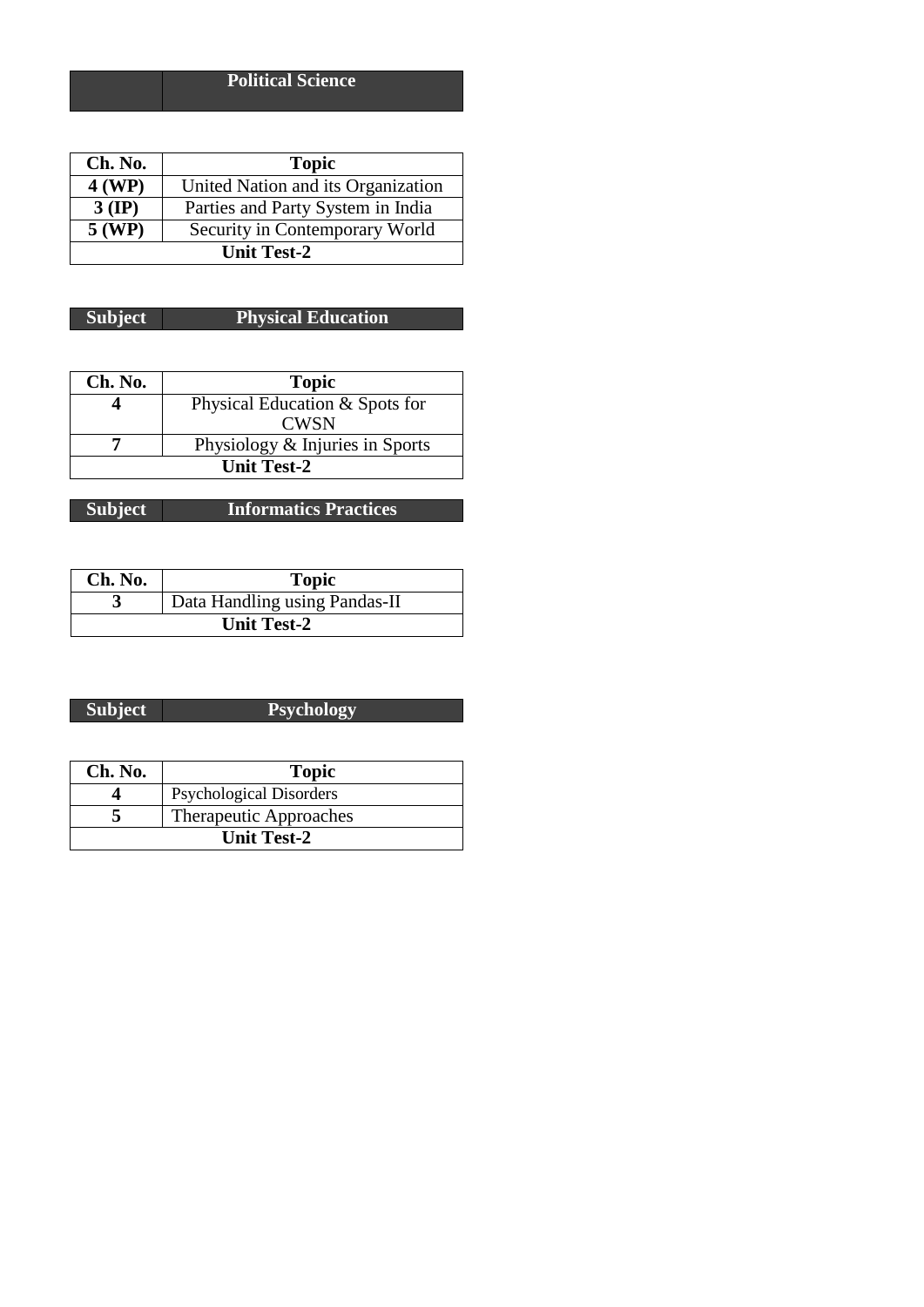| | Political Science |
|---|---|

| Ch. No. | Topic |
|---|---|
| **4 (WP)** | United Nation and its Organization |
| **3 (IP)** | Parties and Party System in India |
| **5 (WP)** | Security in Contemporary World |
| **Unit Test-2** | |

| Subject | Physical Education |
|---|---|

| Ch. No. | Topic |
|---|---|
| **4** | Physical Education & Spots for CWSN |
| **7** | Physiology & Injuries in Sports |
| **Unit Test-2** | |

| Subject | Informatics Practices |
|---|---|

| Ch. No. | Topic |
|---|---|
| **3** | Data Handling using Pandas-II |
| **Unit Test-2** | |

| Subject | Psychology |
|---|---|

| Ch. No. | Topic |
|---|---|
| **4** | Psychological Disorders |
| **5** | Therapeutic Approaches |
| **Unit Test-2** | |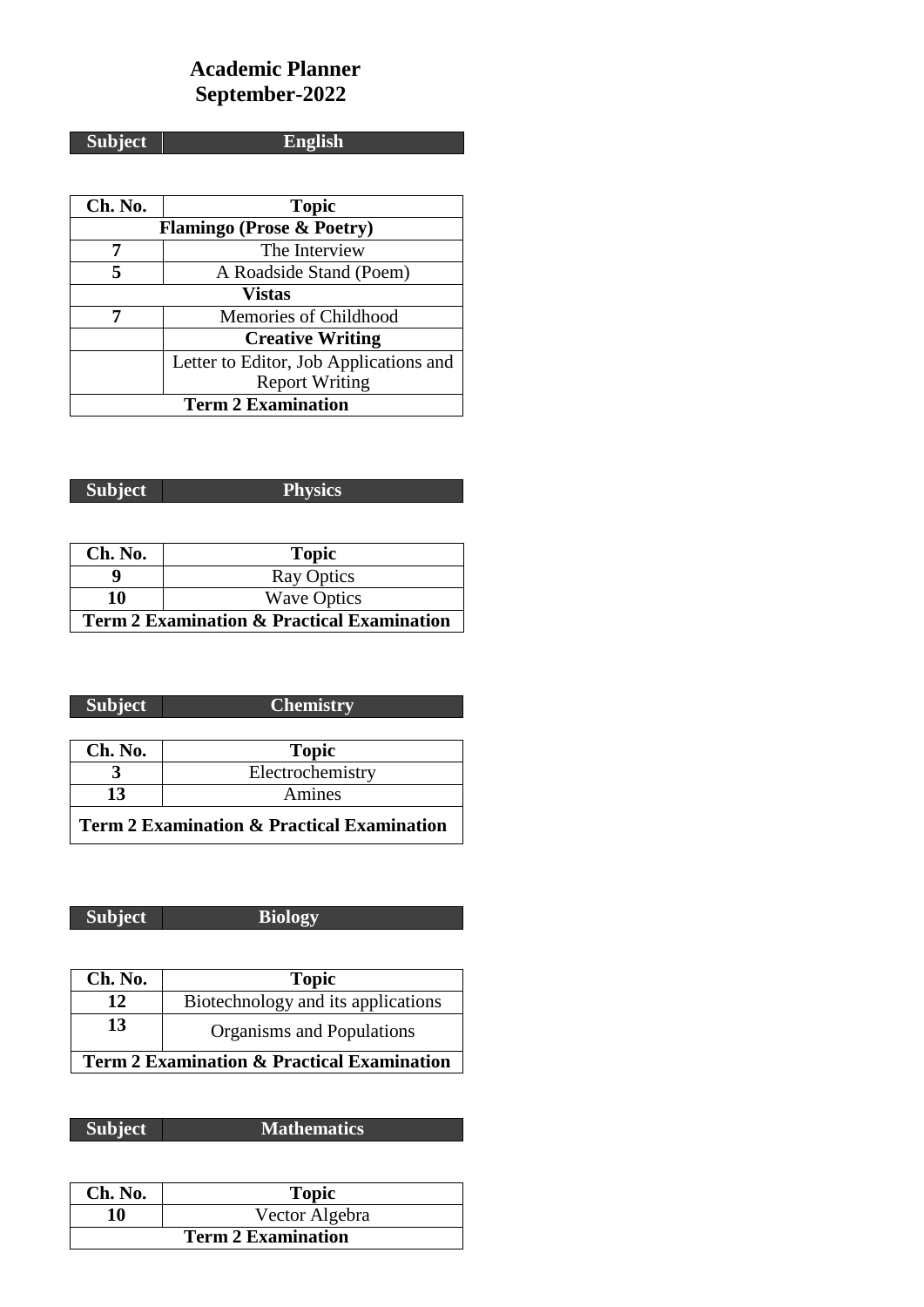# Academic Planner
## September-2022

| Subject | English |
|---|---|

| Ch. No. | Topic |
|---|---|
| **Flamingo (Prose & Poetry)** | |
| **7** | The Interview |
| **5** | A Roadside Stand (Poem) |
| **Vistas** | |
| **7** | Memories of Childhood |
| | **Creative Writing** |
| | Letter to Editor, Job Applications and Report Writing |
| **Term 2 Examination** | |

| Subject | Physics |
|---|---|

| Ch. No. | Topic |
|---|---|
| **9** | Ray Optics |
| **10** | Wave Optics |
| **Term 2 Examination & Practical Examination** | |

| Subject | Chemistry |
|---|---|

| Ch. No. | Topic |
|---|---|
| **3** | Electrochemistry |
| **13** | Amines |
| **Term 2 Examination & Practical Examination** | |

| Subject | Biology |
|---|---|

| Ch. No. | Topic |
|---|---|
| **12** | Biotechnology and its applications |
| **13** | Organisms and Populations |
| **Term 2 Examination & Practical Examination** | |

| Subject | Mathematics |
|---|---|

| Ch. No. | Topic |
|---|---|
| **10** | Vector Algebra |
| **Term 2 Examination** | |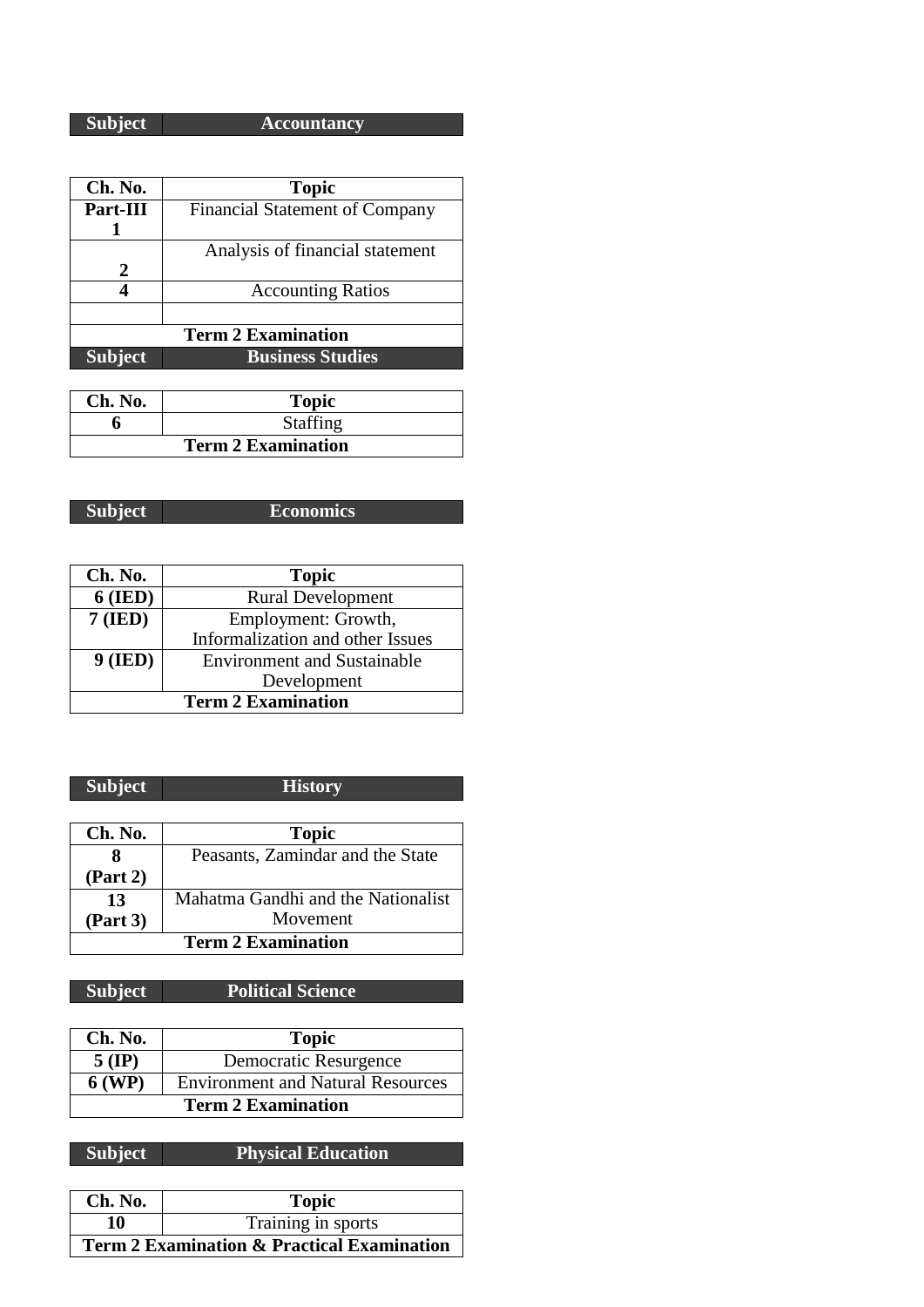| Subject | Accountancy |
|---|---|

| Ch. No. | Topic |
|---|---|
| **Part-III 1** | Financial Statement of Company |
| **2** | Analysis of financial statement |
| **4** | Accounting Ratios |
| | |
| **Term 2 Examination** | |

| Subject | Business Studies |
|---|---|

| Ch. No. | Topic |
|---|---|
| **6** | Staffing |
| **Term 2 Examination** | |

| Subject | Economics |
|---|---|

| Ch. No. | Topic |
|---|---|
| **6 (IED)** | Rural Development |
| **7 (IED)** | Employment: Growth, Informalization and other Issues |
| **9 (IED)** | Environment and Sustainable Development |
| **Term 2 Examination** | |

| Subject | History |
|---|---|

| Ch. No. | Topic |
|---|---|
| **8 (Part 2)** | Peasants, Zamindar and the State |
| **13 (Part 3)** | Mahatma Gandhi and the Nationalist Movement |
| **Term 2 Examination** | |

| Subject | Political Science |
|---|---|

| Ch. No. | Topic |
|---|---|
| **5 (IP)** | Democratic Resurgence |
| **6 (WP)** | Environment and Natural Resources |
| **Term 2 Examination** | |

| Subject | Physical Education |
|---|---|

| Ch. No. | Topic |
|---|---|
| **10** | Training in sports |
| **Term 2 Examination & Practical Examination** | |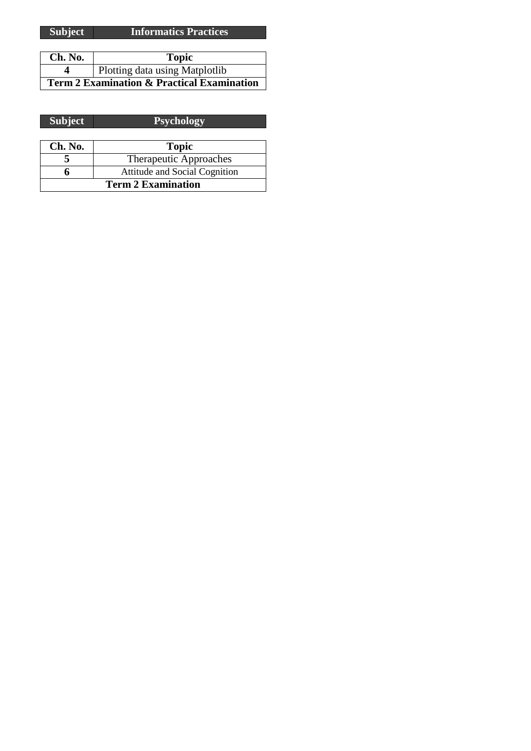| Subject | Informatics Practices |
|---|---|

| Ch. No. | Topic |
|---|---|
| **4** | Plotting data using Matplotlib |
| **Term 2 Examination & Practical Examination** | |

| Subject | Psychology |
|---|---|

| Ch. No. | Topic |
|---|---|
| **5** | Therapeutic Approaches |
| **6** | Attitude and Social Cognition |
| **Term 2 Examination** | |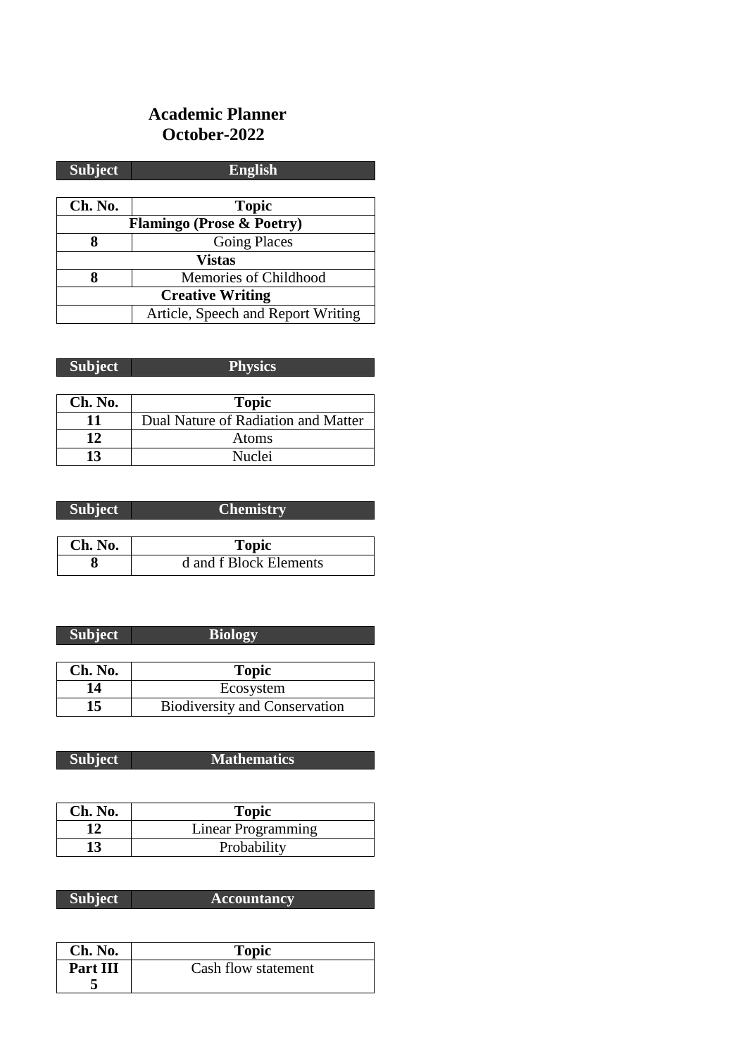# Academic Planner
## October-2022

| Subject | English |
|---|---|

| Ch. No. | Topic |
|---|---|
| **Flamingo (Prose & Poetry)** | |
| **8** | Going Places |
| **Vistas** | |
| **8** | Memories of Childhood |
| **Creative Writing** | |
| | Article, Speech and Report Writing |

| Subject | Physics |
|---|---|

| Ch. No. | Topic |
|---|---|
| **11** | Dual Nature of Radiation and Matter |
| **12** | Atoms |
| **13** | Nuclei |

| Subject | Chemistry |
|---|---|

| Ch. No. | Topic |
|---|---|
| **8** | d and f Block Elements |

| Subject | Biology |
|---|---|

| Ch. No. | Topic |
|---|---|
| **14** | Ecosystem |
| **15** | Biodiversity and Conservation |

| Subject | Mathematics |
|---|---|

| Ch. No. | Topic |
|---|---|
| **12** | Linear Programming |
| **13** | Probability |

| Subject | Accountancy |
|---|---|

| Ch. No. | Topic |
|---|---|
| **Part III 5** | Cash flow statement |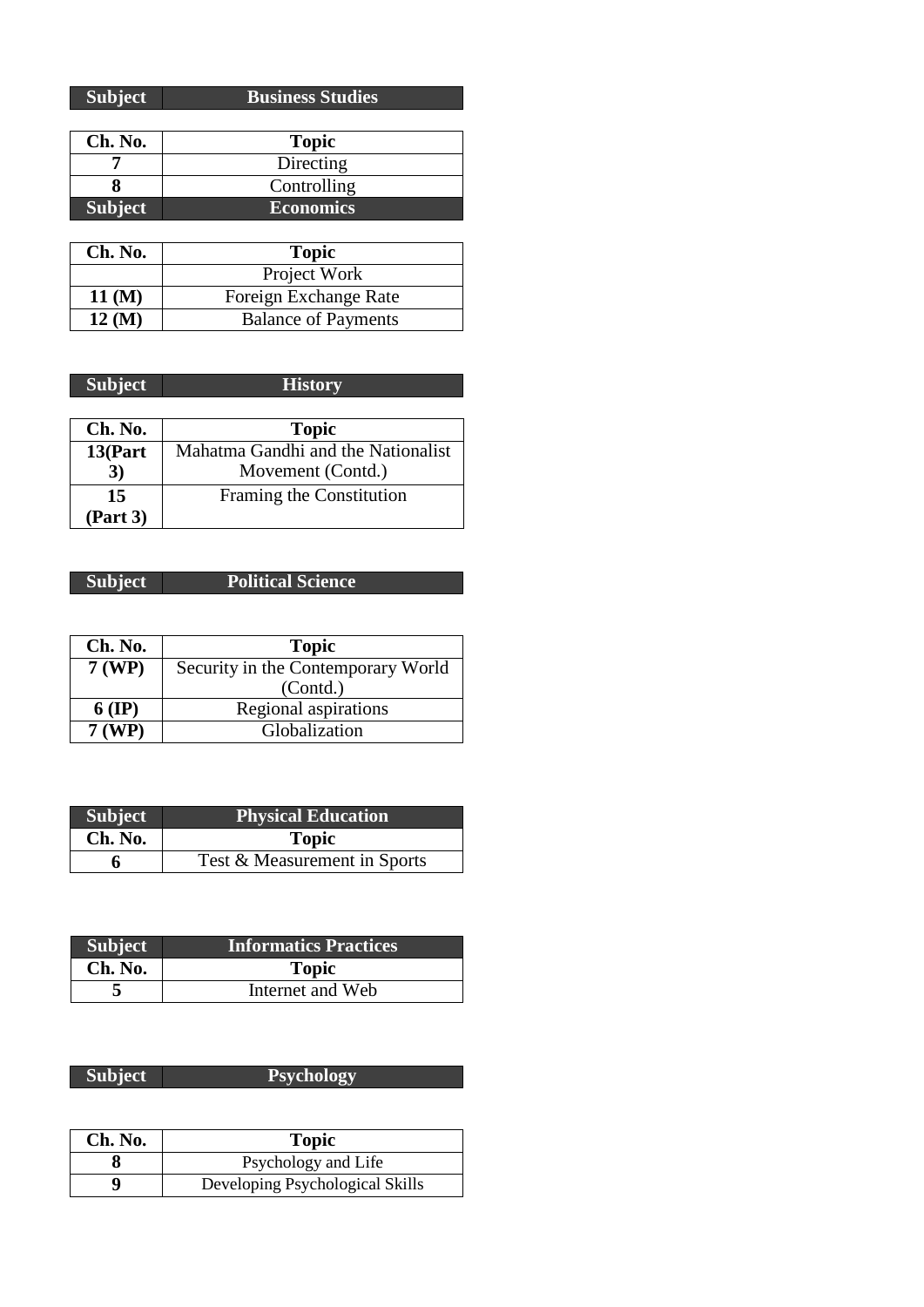| Subject | Business Studies |
|---|---|

| Ch. No. | Topic |
|---|---|
| 7 | Directing |
| 8 | Controlling |

| Subject | Economics |
|---|---|

| Ch. No. | Topic |
|---|---|
| | Project Work |
| 11 (M) | Foreign Exchange Rate |
| 12 (M) | Balance of Payments |

| Subject | History |
|---|---|

| Ch. No. | Topic |
|---|---|
| 13(Part 3) | Mahatma Gandhi and the Nationalist Movement (Contd.) |
| 15 (Part 3) | Framing the Constitution |

| Subject | Political Science |
|---|---|

| Ch. No. | Topic |
|---|---|
| 7 (WP) | Security in the Contemporary World (Contd.) |
| 6 (IP) | Regional aspirations |
| 7 (WP) | Globalization |

| Subject | Physical Education |
|---|---|
| Ch. No. | Topic |
| 6 | Test & Measurement in Sports |

| Subject | Informatics Practices |
|---|---|
| Ch. No. | Topic |
| 5 | Internet and Web |

| Subject | Psychology |
|---|---|

| Ch. No. | Topic |
|---|---|
| 8 | Psychology and Life |
| 9 | Developing Psychological Skills |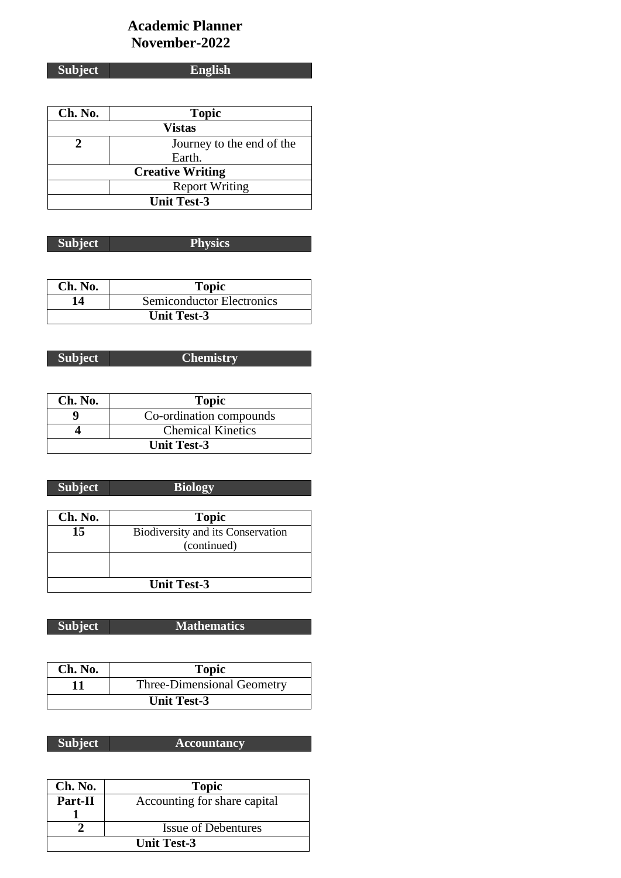# Academic Planner
## November-2022

| Subject | English |
|---|---|

| Ch. No. | Topic |
|---|---|
| **Vistas** | |
| **2** | Journey to the end of the Earth. |
| **Creative Writing** | |
| | Report Writing |
| **Unit Test-3** | |

| Subject | Physics |
|---|---|

| Ch. No. | Topic |
|---|---|
| **14** | Semiconductor Electronics |
| **Unit Test-3** | |

| Subject | Chemistry |
|---|---|

| Ch. No. | Topic |
|---|---|
| **9** | Co-ordination compounds |
| **4** | Chemical Kinetics |
| **Unit Test-3** | |

| Subject | Biology |
|---|---|

| Ch. No. | Topic |
|---|---|
| **15** | Biodiversity and its Conservation (continued) |
| | |
| **Unit Test-3** | |

| Subject | Mathematics |
|---|---|

| Ch. No. | Topic |
|---|---|
| **11** | Three-Dimensional Geometry |
| **Unit Test-3** | |

| Subject | Accountancy |
|---|---|

| Ch. No. | Topic |
|---|---|
| **Part-II 1** | Accounting for share capital |
| **2** | Issue of Debentures |
| **Unit Test-3** | |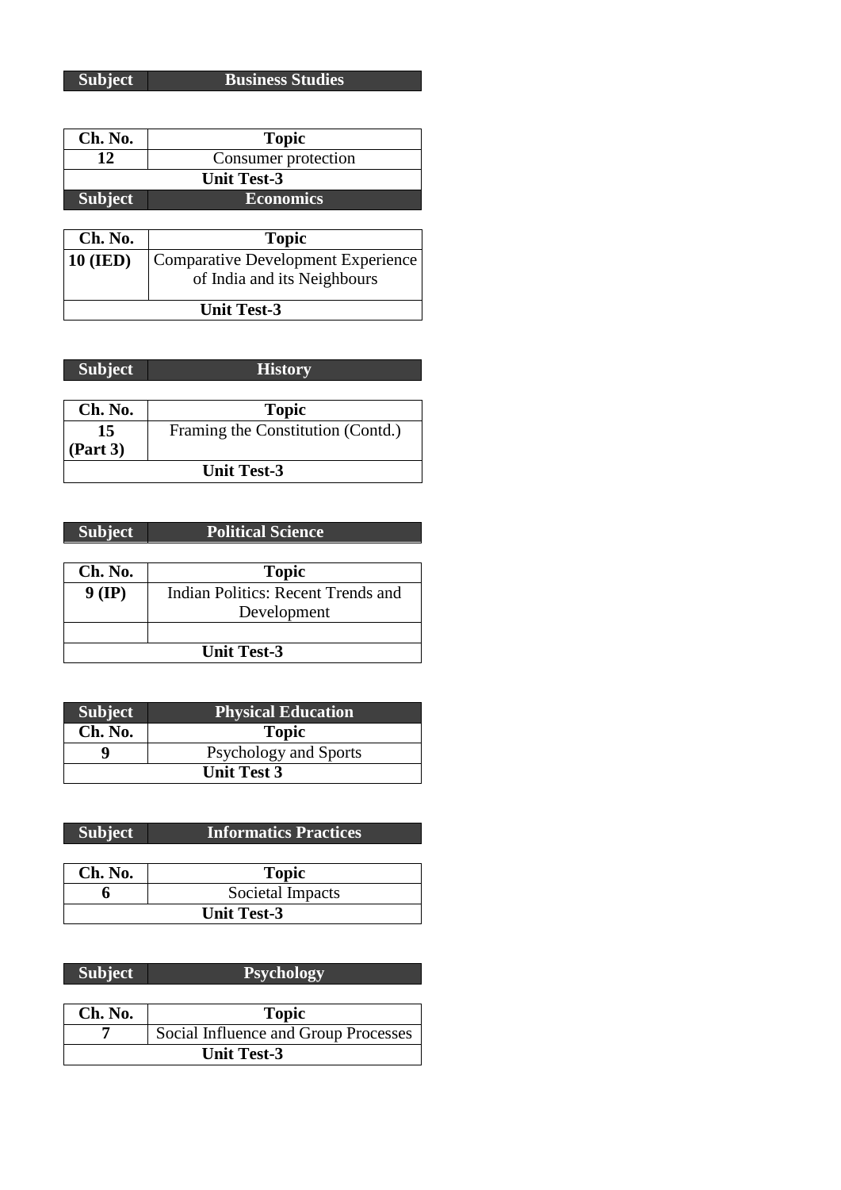| Subject | Business Studies |
|---|---|

| Ch. No. | Topic |
|---|---|
| 12 | Consumer protection |
| Unit Test-3 | |

| Subject | Economics |
|---|---|

| Ch. No. | Topic |
|---|---|
| 10 (IED) | Comparative Development Experience of India and its Neighbours |
| Unit Test-3 | |

| Subject | History |
|---|---|

| Ch. No. | Topic |
|---|---|
| 15 (Part 3) | Framing the Constitution (Contd.) |
| Unit Test-3 | |

| Subject | Political Science |
|---|---|

| Ch. No. | Topic |
|---|---|
| 9 (IP) | Indian Politics: Recent Trends and Development |
| | |
| Unit Test-3 | |

| Subject | Physical Education |
|---|---|
| Ch. No. | Topic |
| 9 | Psychology and Sports |
| Unit Test 3 | |

| Subject | Informatics Practices |
|---|---|

| Ch. No. | Topic |
|---|---|
| 6 | Societal Impacts |
| Unit Test-3 | |

| Subject | Psychology |
|---|---|

| Ch. No. | Topic |
|---|---|
| 7 | Social Influence and Group Processes |
| Unit Test-3 | |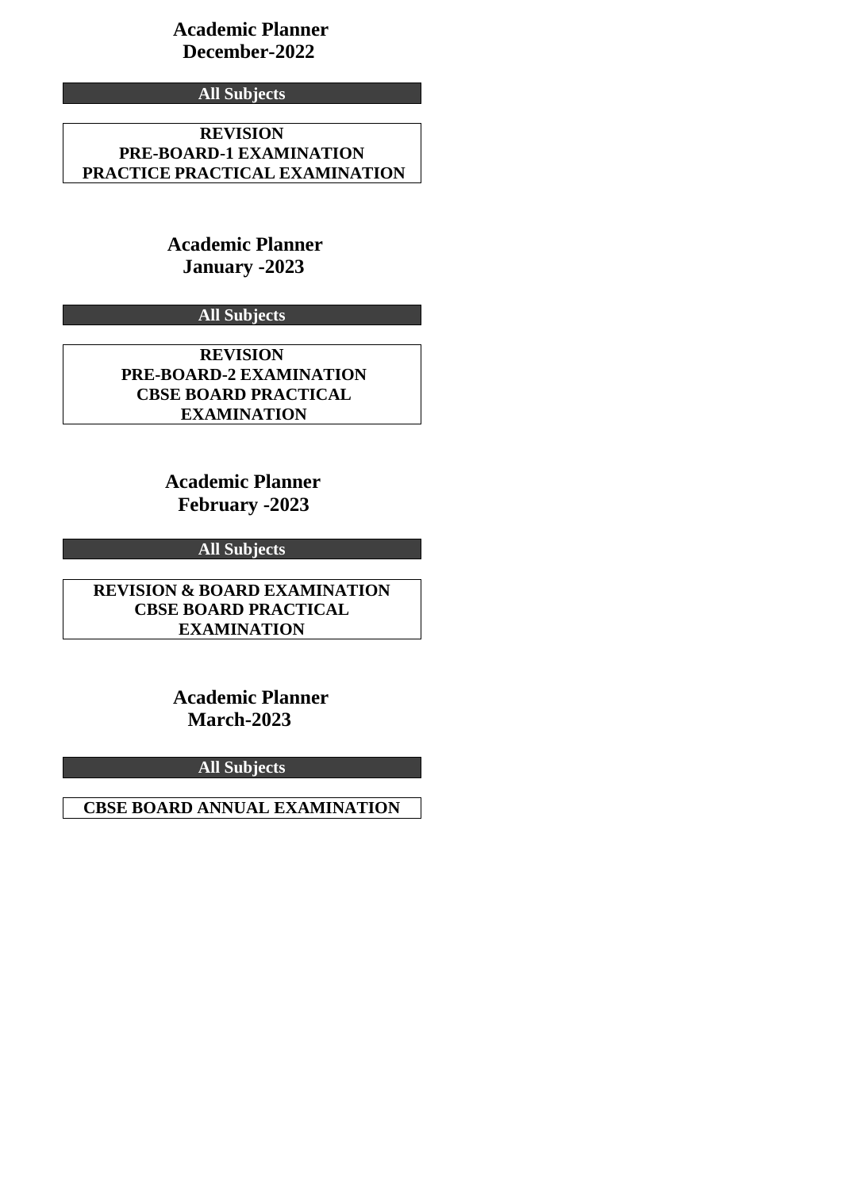## Academic Planner
## December-2022

| All Subjects |
|---|
| **REVISION**<br>**PRE-BOARD-1 EXAMINATION**<br>**PRACTICE PRACTICAL EXAMINATION** |

## Academic Planner
## January -2023

| All Subjects |
|---|
| **REVISION**<br>**PRE-BOARD-2 EXAMINATION**<br>**CBSE BOARD PRACTICAL EXAMINATION** |

## Academic Planner
## February -2023

| All Subjects |
|---|
| **REVISION & BOARD EXAMINATION**<br>**CBSE BOARD PRACTICAL EXAMINATION** |

## Academic Planner
## March-2023

| All Subjects |
|---|
| **CBSE BOARD ANNUAL EXAMINATION** |